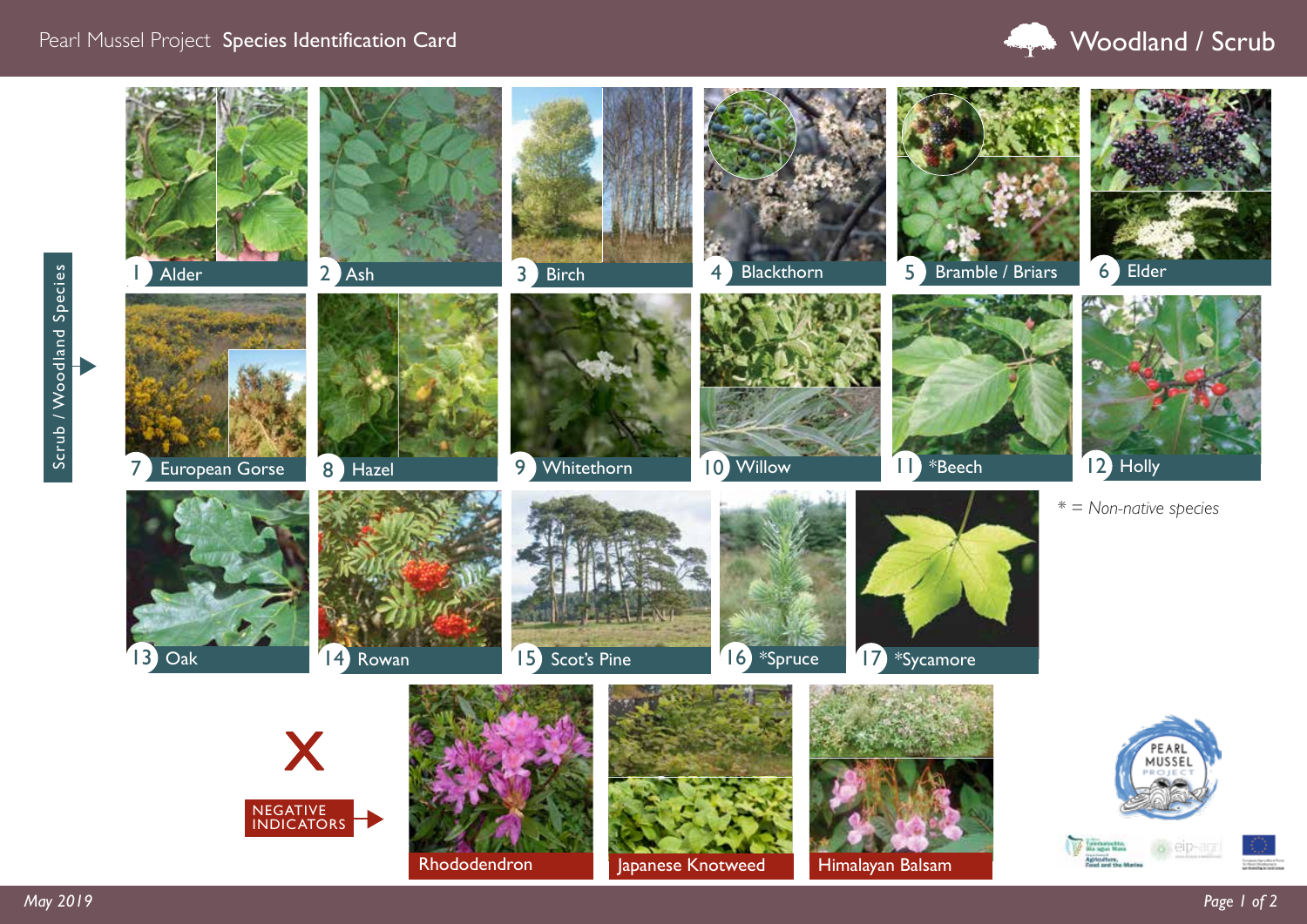# Pearl Mussel Project Species Identification Card

## Woodland / Scrub

Scrub / Woodland Species

1. Alder
2. Ash
3. Birch
4. Blackthorn
5. Bramble / Briars
6. Elder
7. European Gorse
8. Hazel
9. Whitethorn
10. Willow
11. *Beech
12. Holly
13. Oak
14. Rowan
15. Scot's Pine
16. *Spruce
17. *Sycamore

*\* = Non-native species*

**X NEGATIVE INDICATORS**

- Rhododendron
- Japanese Knotweed
- Himalayan Balsam

*May 2019*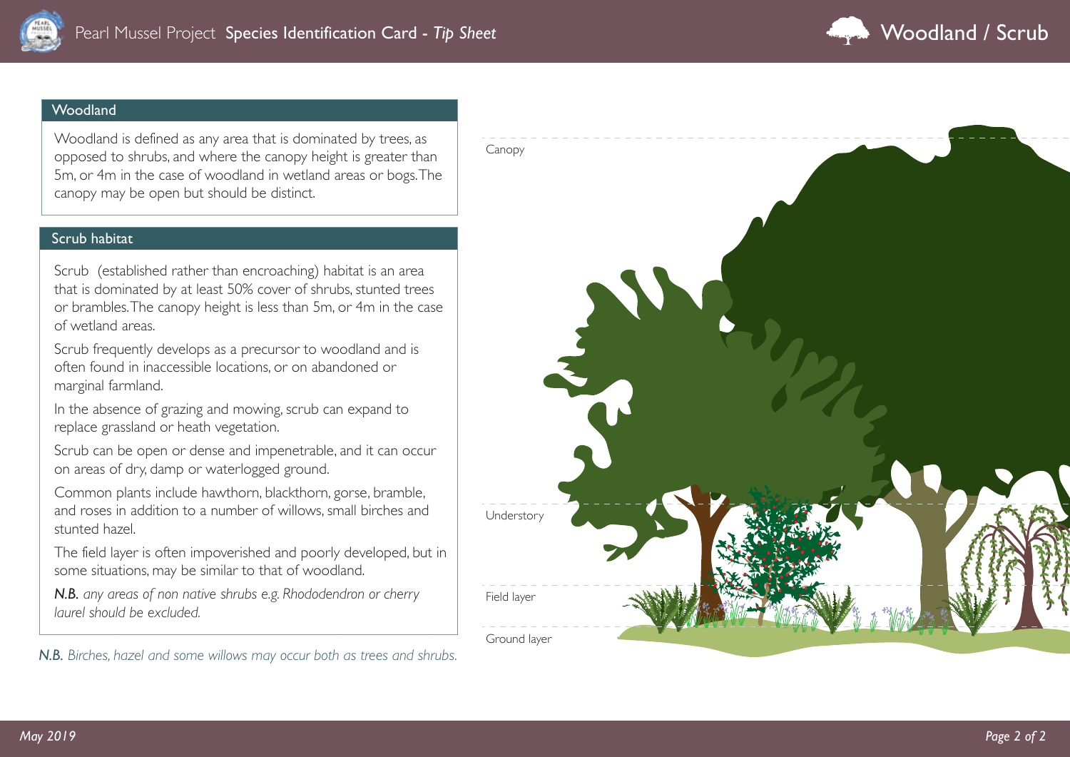# Woodland / Scrub

## Woodland

Woodland is defined as any area that is dominated by trees, as opposed to shrubs, and where the canopy height is greater than 5m, or 4m in the case of woodland in wetland areas or bogs. The canopy may be open but should be distinct.

## Scrub habitat

Scrub (established rather than encroaching) habitat is an area that is dominated by at least 50% cover of shrubs, stunted trees or brambles. The canopy height is less than 5m, or 4m in the case of wetland areas.

Scrub frequently develops as a precursor to woodland and is often found in inaccessible locations, or on abandoned or marginal farmland.

In the absence of grazing and mowing, scrub can expand to replace grassland or heath vegetation.

Scrub can be open or dense and impenetrable, and it can occur on areas of dry, damp or waterlogged ground.

Common plants include hawthorn, blackthorn, gorse, bramble, and roses in addition to a number of willows, small birches and stunted hazel.

The field layer is often impoverished and poorly developed, but in some situations, may be similar to that of woodland.

***N.B.*** *any areas of non native shrubs e.g. Rhododendron or cherry laurel should be excluded.*

***N.B.*** *Birches, hazel and some willows may occur both as trees and shrubs.*

Canopy

Understory

Field layer

Ground layer